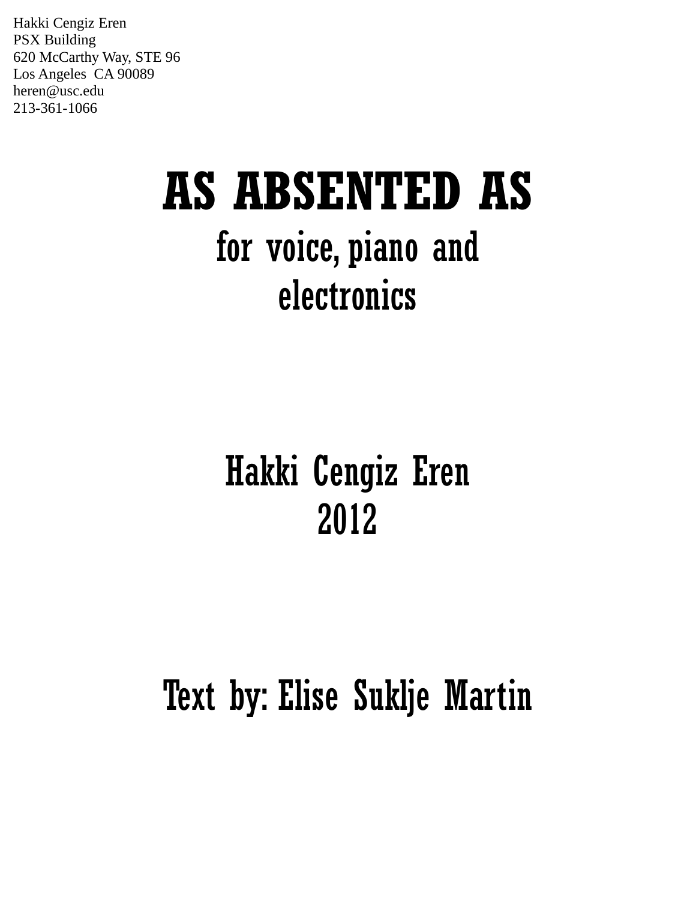Hakki Cengiz Eren
PSX Building
620 McCarthy Way, STE 96
Los Angeles CA 90089
heren@usc.edu
213-361-1066

# AS ABSENTED AS

## for voice, piano and electronics

## Hakki Cengiz Eren
## 2012

## Text by: Elise Suklje Martin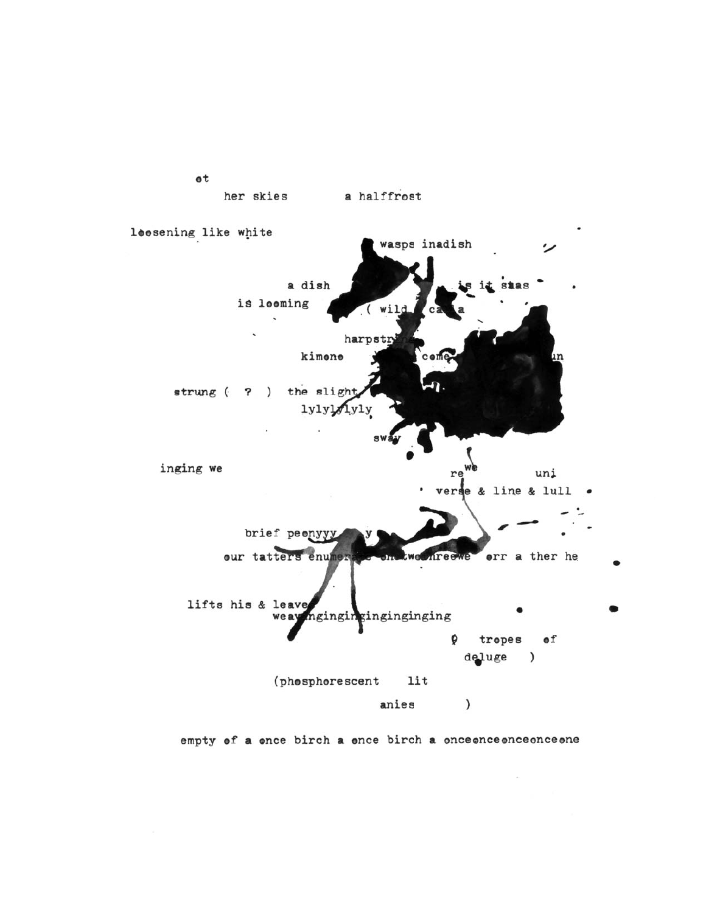ot

her skies a halffrost

loosening like white

wasps inadish

a dish is it snas

is looming ( wild ca a

harpstr

kimono come n

strung ( ? ) the slight

lylylylyly

sway

inging we re we uni

verse & line & lull

brief peonyyy y

our tatters enumerate onetwothreewe err a ther he

lifts his & leave

weavinginginginginginging

( tropes of

deluge )

(phosphorescent lit

anies )

empty of a once birch a once birch a onceonceonceonceone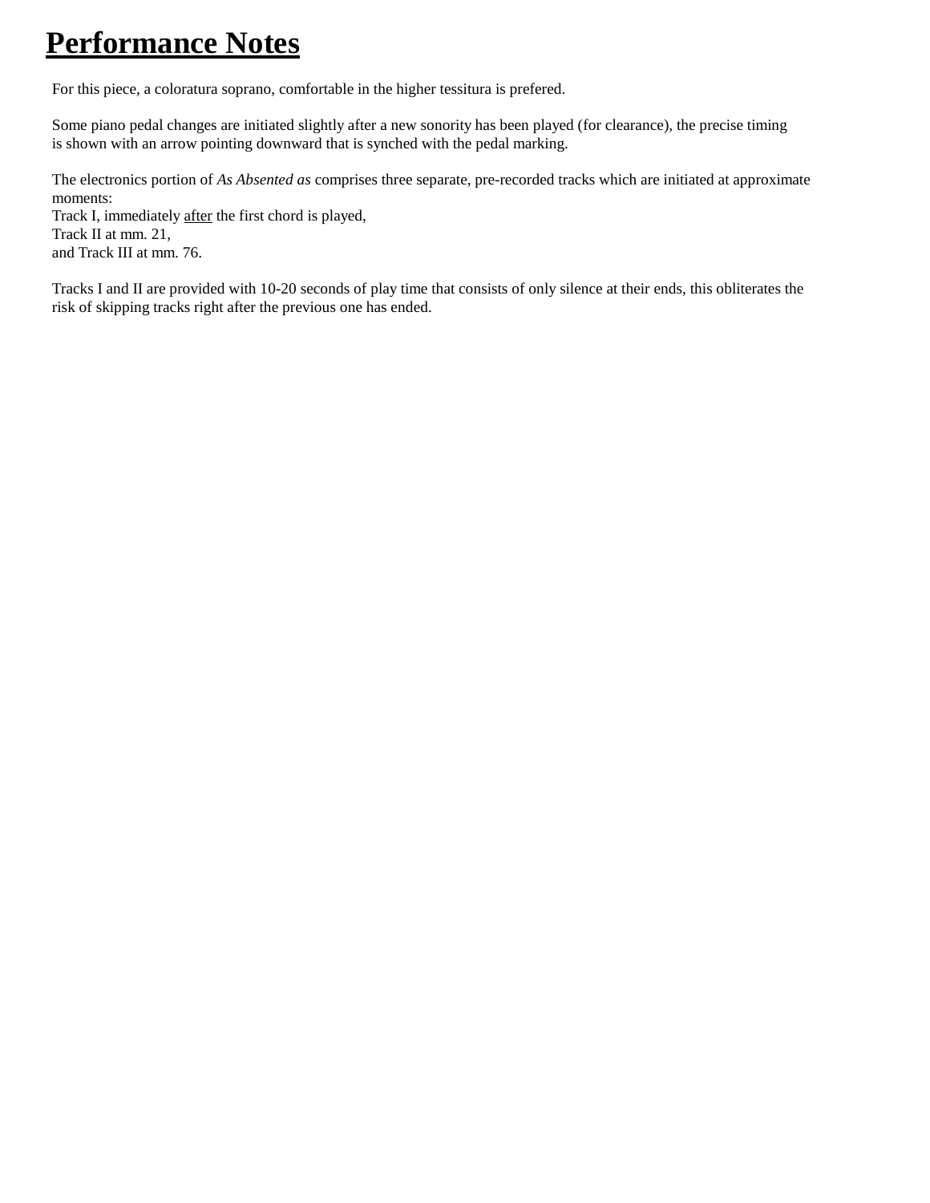# Performance Notes

For this piece, a coloratura soprano, comfortable in the higher tessitura is prefered.

Some piano pedal changes are initiated slightly after a new sonority has been played (for clearance), the precise timing is shown with an arrow pointing downward that is synched with the pedal marking.

The electronics portion of *As Absented as* comprises three separate, pre-recorded tracks which are initiated at approximate moments:
Track I, immediately <u>after</u> the first chord is played,
Track II at mm. 21,
and Track III at mm. 76.

Tracks I and II are provided with 10-20 seconds of play time that consists of only silence at their ends, this obliterates the risk of skipping tracks right after the previous one has ended.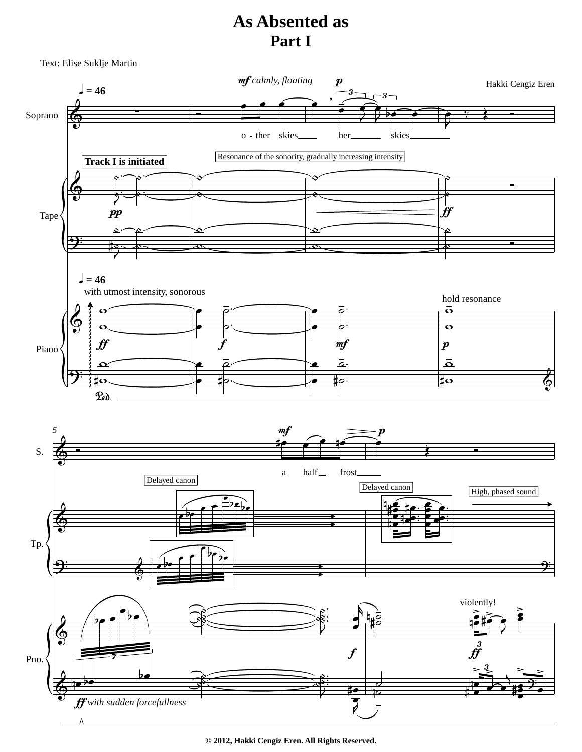# As Absented as
## Part I

Text: Elise Suklje Martin

Hakki Cengiz Eren

© 2012, Hakki Cengiz Eren. All Rights Reserved.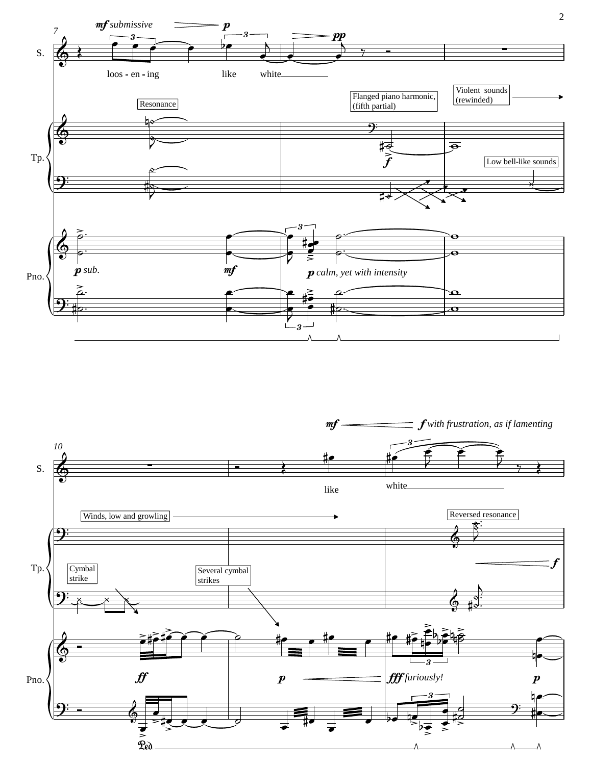7

*mf submissive* — *p* — *pp*

S. loos - en - ing like white

Resonance

Flanged piano harmonic, (fifth partial)

Violent sounds (rewinded)

Low bell-like sounds

Tp.

*f*

Pno.

*p sub.* *mf* *p calm, yet with intensity*

10

*mf* — *f with frustration, as if lamenting*

S. like white

Winds, low and growling

Reversed resonance

Cymbal strike

Several cymbal strikes

Tp.

*f*

Pno.

*ff* *p* — *fff furiously!* *p*

Ped.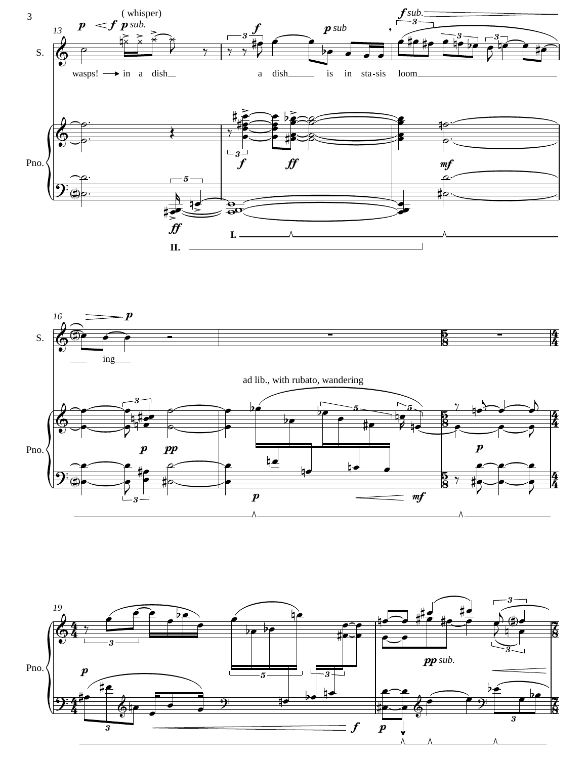( whisper)

13

wasps! ⟶ in a dish a dish is in sta-sis loom

*p* < *f* *p sub.* *f* *p sub* *f sub.*

I.

II.

16

ing

ad lib., with rubato, wandering

*p* *pp* *p* *mf* *p*

19

*p* *f* *p* *pp sub.*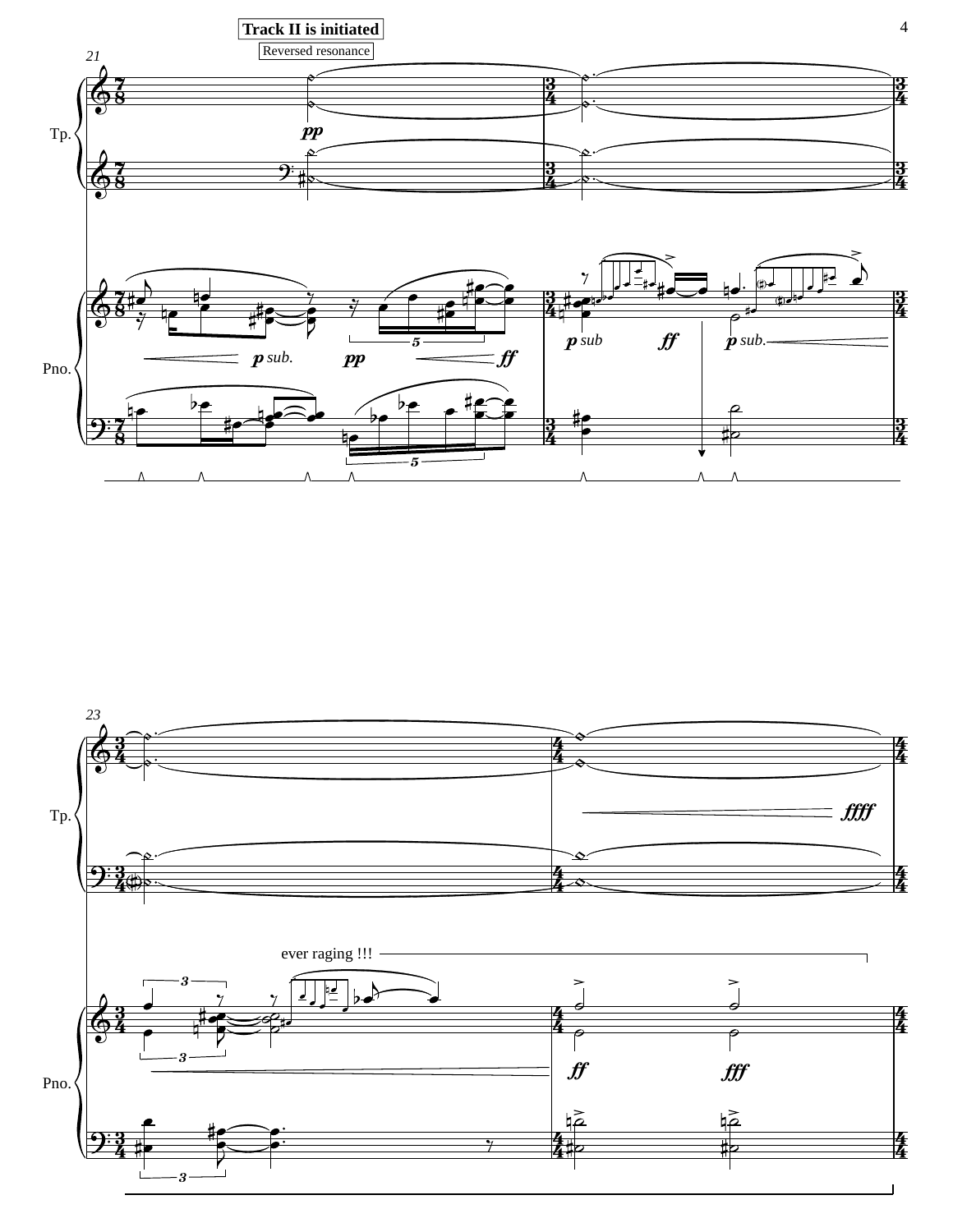**Track II is initiated**

Reversed resonance

ever raging !!!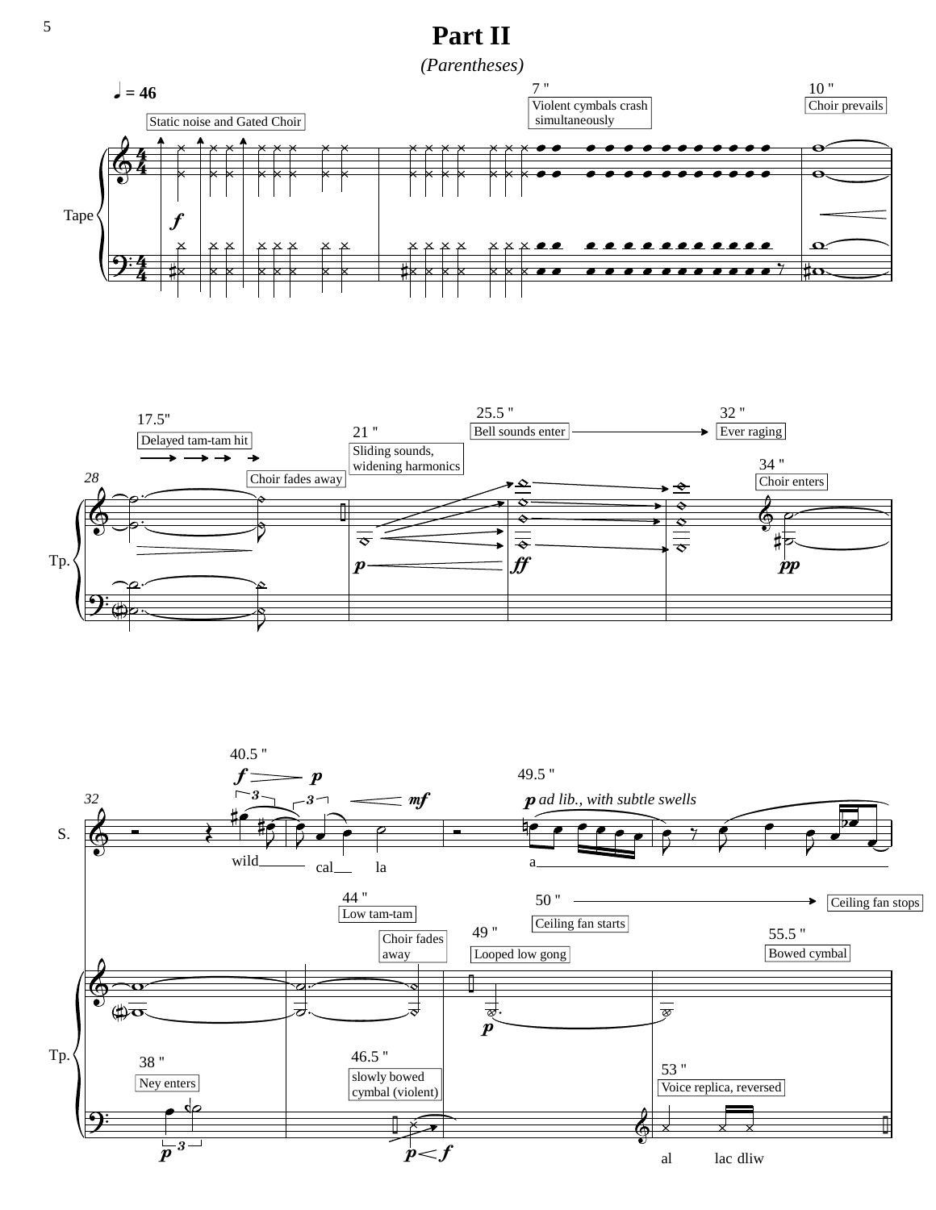# Part II

*(Parentheses)*

♩ = 46

Static noise and Gated Choir

7 " Violent cymbals crash simultaneously

10 " Choir prevails

Tape

*f*

17.5" Delayed tam-tam hit

28

Choir fades away

21 " Sliding sounds, widening harmonics

25.5 " Bell sounds enter

32 " Ever raging

34 " Choir enters

Tp.

*p* *ff* *pp*

40.5 "

*f* *p* *mf*

32

S.

wild cal la

49.5 "

*p ad lib., with subtle swells*

a

44 " Low tam-tam

Choir fades away

50 " Ceiling fan starts

Ceiling fan stops

49 " Looped low gong

55.5 " Bowed cymbal

*p*

Tp.

38 " Ney enters

46.5 " slowly bowed cymbal (violent)

53 " Voice replica, reversed

*p* 3

*p* < *f*

al lac dliw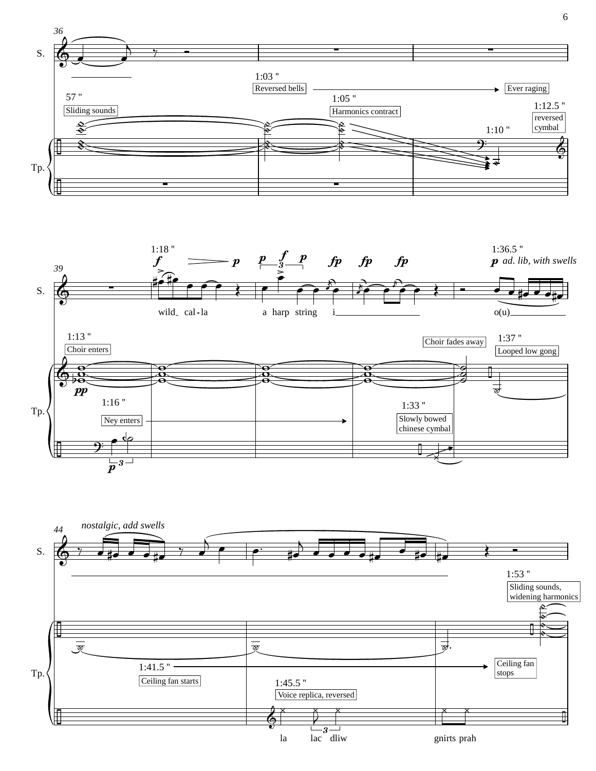36

S.

1:03 " Reversed bells → Ever raging

57 " Sliding sounds

1:05 " Harmonics contract

1:12.5 " reversed cymbal

1:10 "

Tp.

1:18 " *f* *p* *p* *f* *p* *fp* *fp* *fp*

1:36.5 " *p* *ad. lib, with swells*

39

S.

wild cal - la a harp string i o(u)

1:13 " Choir enters

Choir fades away

1:37 " Looped low gong

*pp*

1:16 " Ney enters

1:33 " Slowly bowed chinese cymbal

Tp.

*p* 3

*nostalgic, add swells*

44

S.

1:53 " Sliding sounds, widening harmonics

1:41.5 " Ceiling fan starts → Ceiling fan stops

1:45.5 " Voice replica, reversed

Tp.

la lac dliw gnirts prah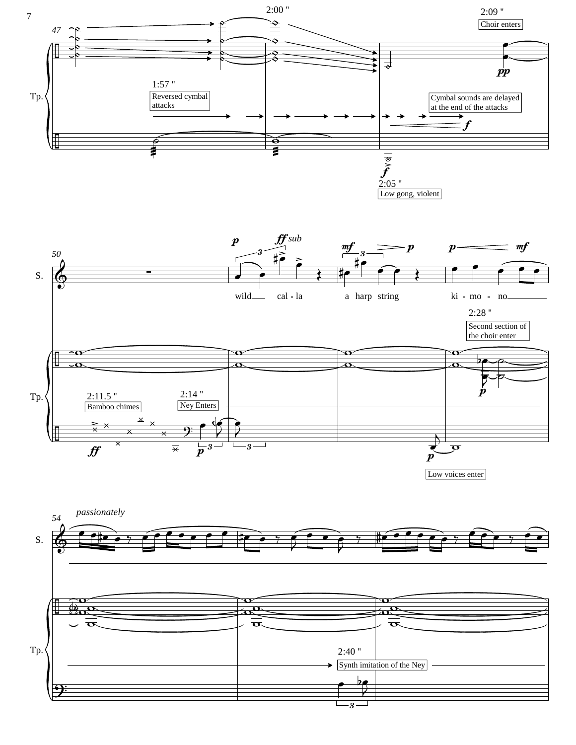2:00 "

2:09 "

Choir enters

47

pp

Tp.

1:57 "

Reversed cymbal attacks

Cymbal sounds are delayed at the end of the attacks

f

f

2:05 "

Low gong, violent

50

S.

p

ff sub

mf

p

p

mf

wild cal - la

a harp string

ki - mo - no

2:28 "

Second section of the choir enter

p

Tp.

2:11.5 "

Bamboo chimes

2:14 "

Ney Enters

ff

p

p

Low voices enter

54

passionately

S.

Tp.

2:40 "

Synth imitation of the Ney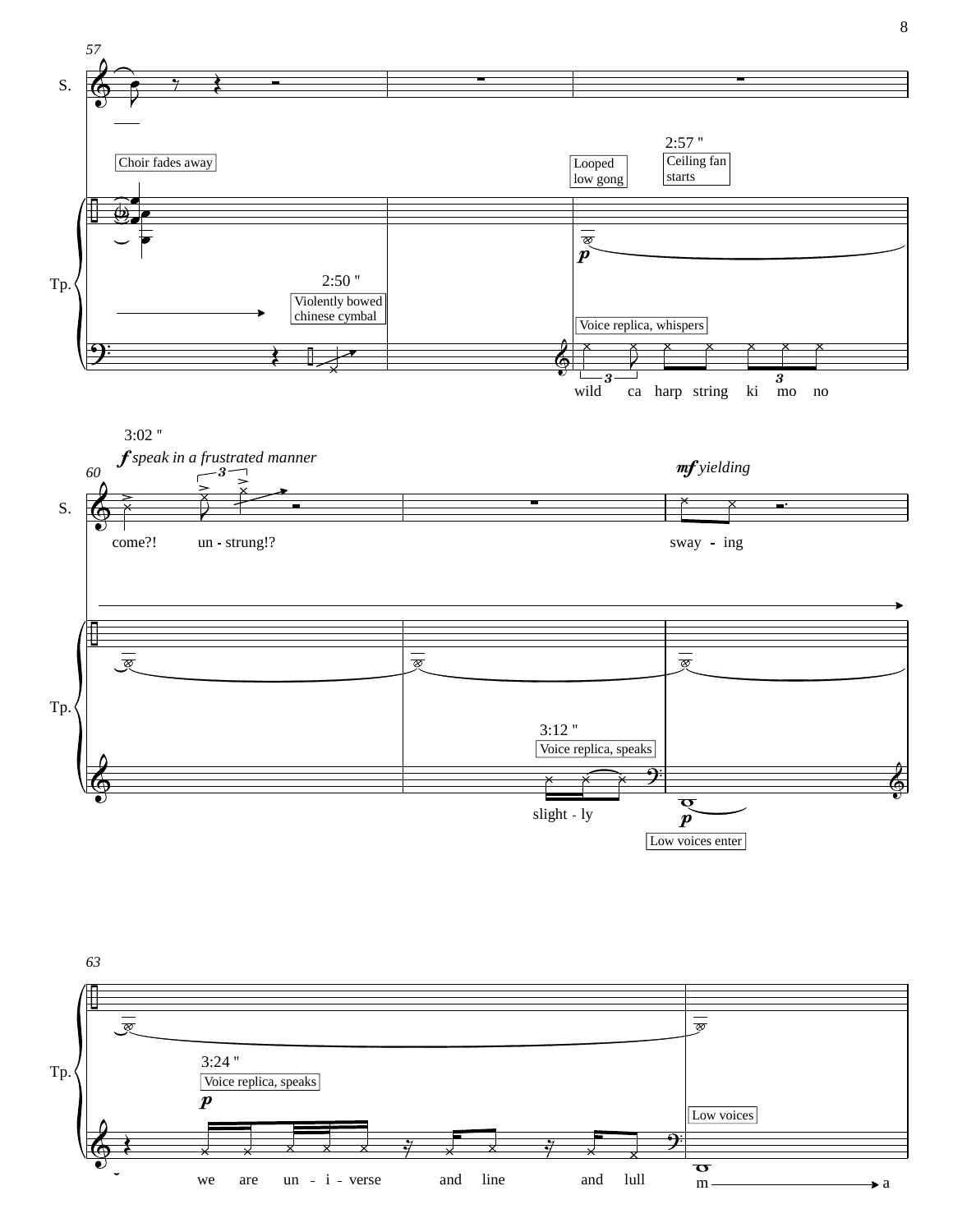57

S.

Choir fades away

Tp.

2:50 "

Violently bowed chinese cymbal

Looped low gong

2:57 "

Ceiling fan starts

*p*

Voice replica, whispers

wild ca harp string ki mo no

3:02 "

*f* *speak in a frustrated manner*

60

S.

come?! un - strung!?

*mf* *yielding*

sway - ing

Tp.

3:12 "

Voice replica, speaks

slight - ly

*p*

Low voices enter

63

Tp.

3:24 "

Voice replica, speaks

*p*

we are un - i - verse and line and lull

Low voices

m a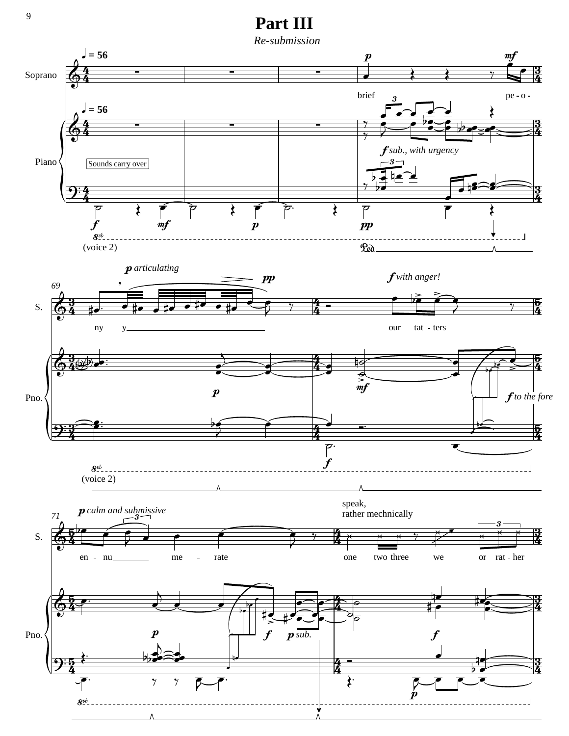# Part III

*Re-submission*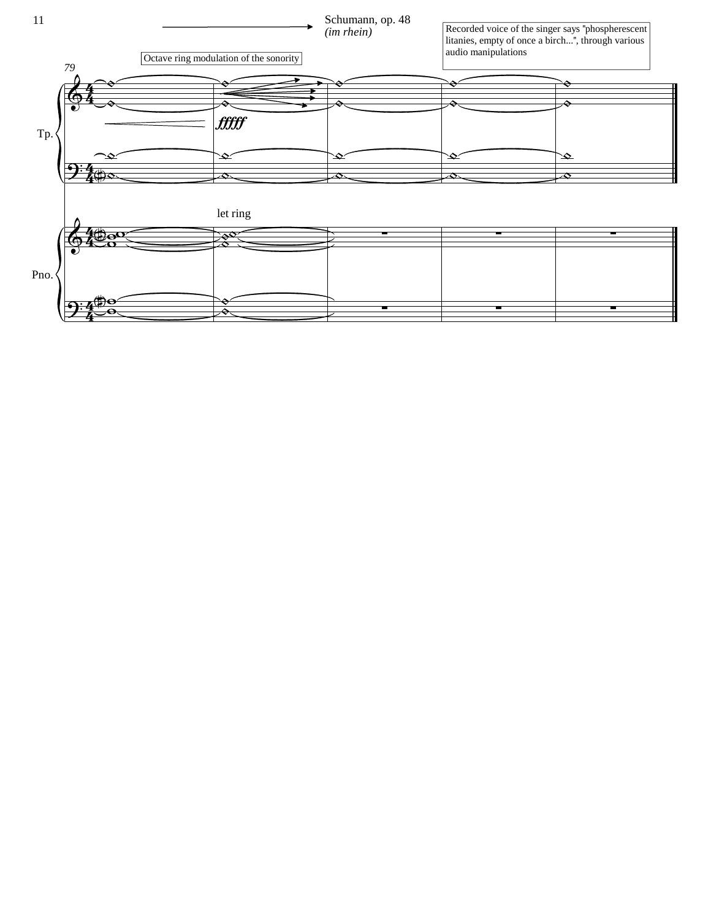Schumann, op. 48
*(im rhein)*

Recorded voice of the singer says "phospherescent litanies, empty of once a birch...", through various audio manipulations

Octave ring modulation of the sonority

79

Tp.

*fffff*

let ring

Pno.